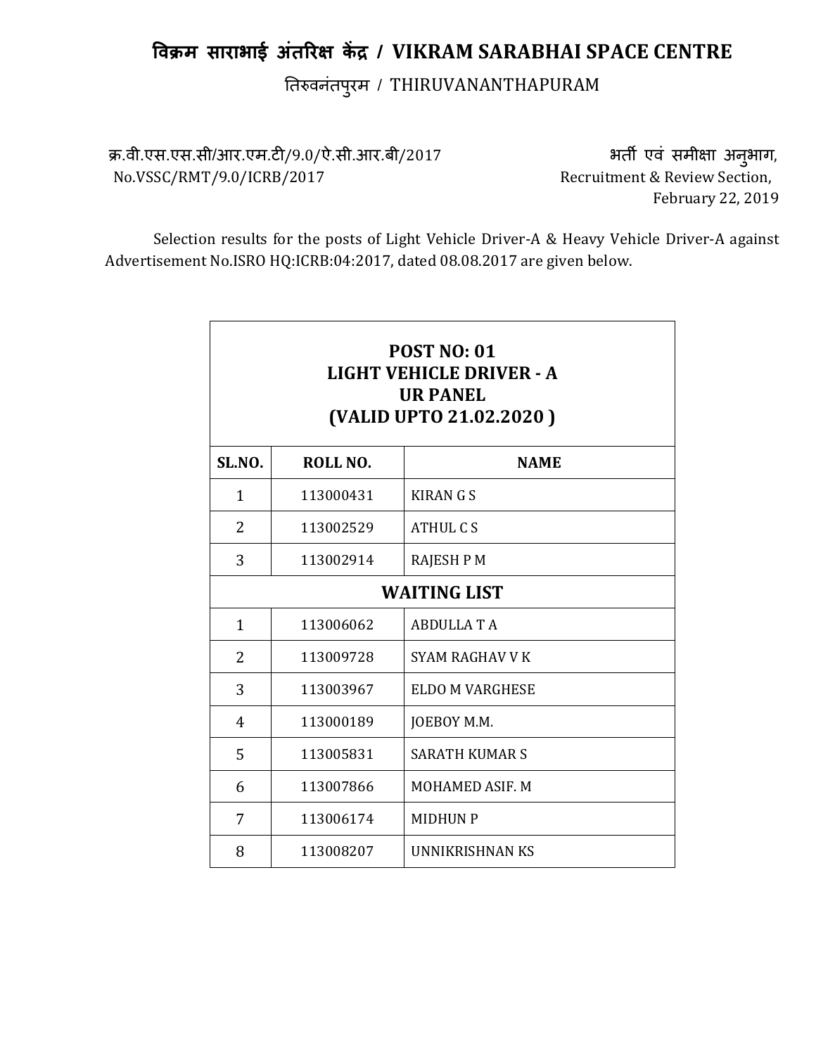# विक्रम साराभाई अंतरिक्ष केंद्र / VIKRAM SARABHAI SPACE CENTRE

तिरुवनंतपुरम / THIRUVANANTHAPURAM

क्र.वी.एस.एस.सी/आर.एम.टी/9.0/ऐ.सी.आर.बी/2017
No.VSSC/RMT/9.0/ICRB/2017

भर्ती एवं समीक्षा अनुभाग,
Recruitment & Review Section,
February 22, 2019

Selection results for the posts of Light Vehicle Driver-A & Heavy Vehicle Driver-A against Advertisement No.ISRO HQ:ICRB:04:2017, dated 08.08.2017 are given below.

**POST NO: 01**
**LIGHT VEHICLE DRIVER - A**
**UR PANEL**
**(VALID UPTO 21.02.2020 )**

| SL.NO. | ROLL NO. | NAME |
|---|---|---|
| 1 | 113000431 | KIRAN G S |
| 2 | 113002529 | ATHUL C S |
| 3 | 113002914 | RAJESH P M |
| **WAITING LIST** | | |
| 1 | 113006062 | ABDULLA T A |
| 2 | 113009728 | SYAM RAGHAV V K |
| 3 | 113003967 | ELDO M VARGHESE |
| 4 | 113000189 | JOEBOY M.M. |
| 5 | 113005831 | SARATH KUMAR S |
| 6 | 113007866 | MOHAMED ASIF. M |
| 7 | 113006174 | MIDHUN P |
| 8 | 113008207 | UNNIKRISHNAN KS |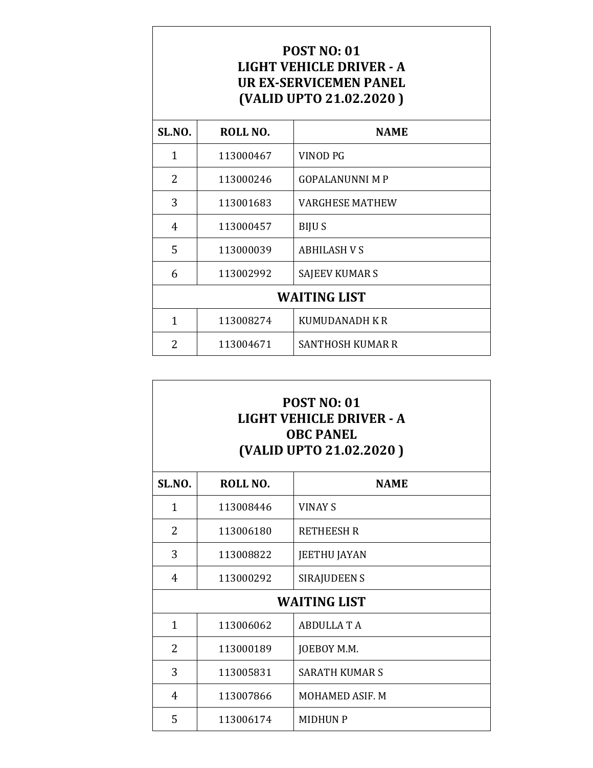| POST NO: 01<br>LIGHT VEHICLE DRIVER - A<br>UR EX-SERVICEMEN PANEL<br>(VALID UPTO 21.02.2020 ) | | |
|---|---|---|
| **SL.NO.** | **ROLL NO.** | **NAME** |
| 1 | 113000467 | VINOD PG |
| 2 | 113000246 | GOPALANUNNI M P |
| 3 | 113001683 | VARGHESE MATHEW |
| 4 | 113000457 | BIJU S |
| 5 | 113000039 | ABHILASH V S |
| 6 | 113002992 | SAJEEV KUMAR S |
| **WAITING LIST** | | |
| 1 | 113008274 | KUMUDANADH K R |
| 2 | 113004671 | SANTHOSH KUMAR R |

| POST NO: 01<br>LIGHT VEHICLE DRIVER - A<br>OBC PANEL<br>(VALID UPTO 21.02.2020 ) | | |
|---|---|---|
| **SL.NO.** | **ROLL NO.** | **NAME** |
| 1 | 113008446 | VINAY S |
| 2 | 113006180 | RETHEESH R |
| 3 | 113008822 | JEETHU JAYAN |
| 4 | 113000292 | SIRAJUDEEN S |
| **WAITING LIST** | | |
| 1 | 113006062 | ABDULLA T A |
| 2 | 113000189 | JOEBOY M.M. |
| 3 | 113005831 | SARATH KUMAR S |
| 4 | 113007866 | MOHAMED ASIF. M |
| 5 | 113006174 | MIDHUN P |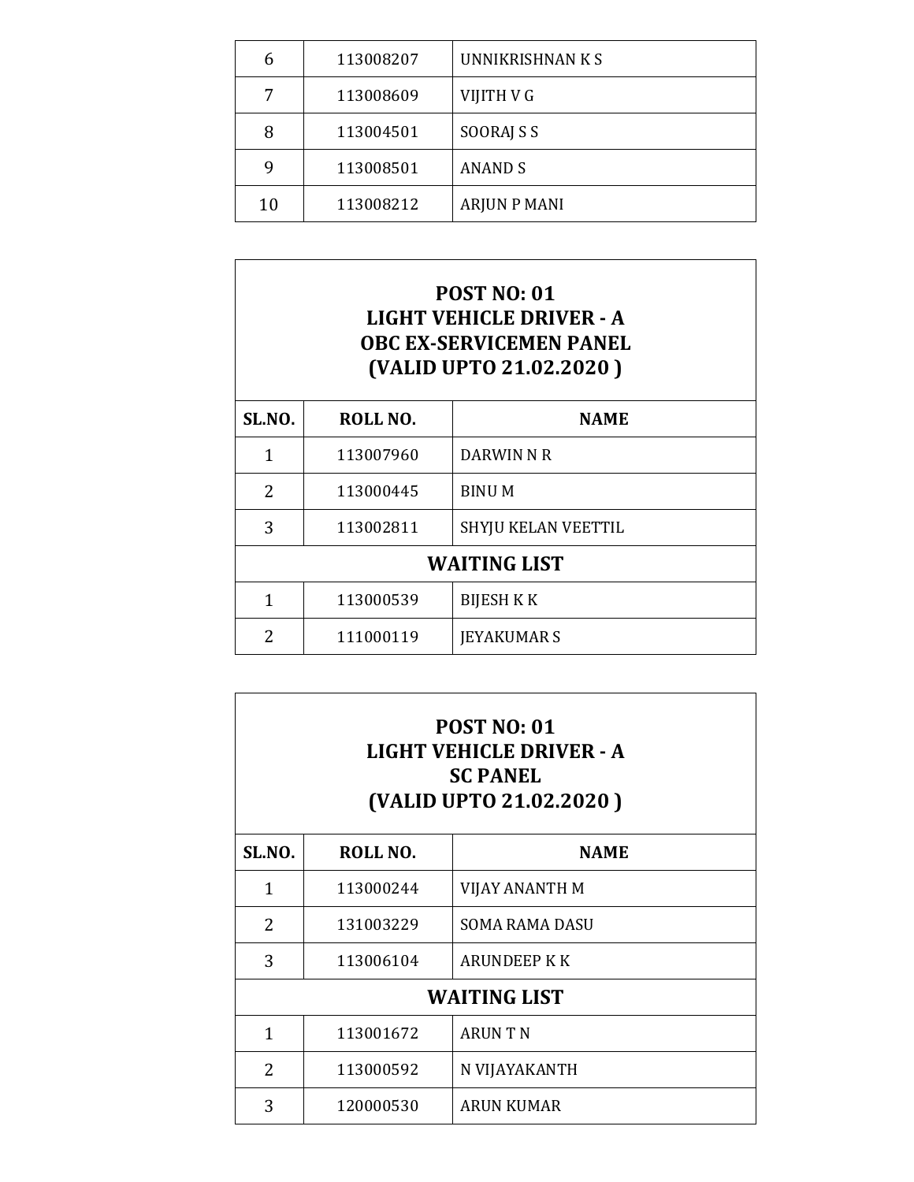| | | |
|---|---|---|
| 6 | 113008207 | UNNIKRISHNAN K S |
| 7 | 113008609 | VIJITH V G |
| 8 | 113004501 | SOORAJ S S |
| 9 | 113008501 | ANAND S |
| 10 | 113008212 | ARJUN P MANI |

**POST NO: 01**
**LIGHT VEHICLE DRIVER - A**
**OBC EX-SERVICEMEN PANEL**
**(VALID UPTO 21.02.2020 )**

| SL.NO. | ROLL NO. | NAME |
|---|---|---|
| 1 | 113007960 | DARWIN N R |
| 2 | 113000445 | BINU M |
| 3 | 113002811 | SHYJU KELAN VEETTIL |
| **WAITING LIST** | | |
| 1 | 113000539 | BIJESH K K |
| 2 | 111000119 | JEYAKUMAR S |

**POST NO: 01**
**LIGHT VEHICLE DRIVER - A**
**SC PANEL**
**(VALID UPTO 21.02.2020 )**

| SL.NO. | ROLL NO. | NAME |
|---|---|---|
| 1 | 113000244 | VIJAY ANANTH M |
| 2 | 131003229 | SOMA RAMA DASU |
| 3 | 113006104 | ARUNDEEP K K |
| **WAITING LIST** | | |
| 1 | 113001672 | ARUN T N |
| 2 | 113000592 | N VIJAYAKANTH |
| 3 | 120000530 | ARUN KUMAR |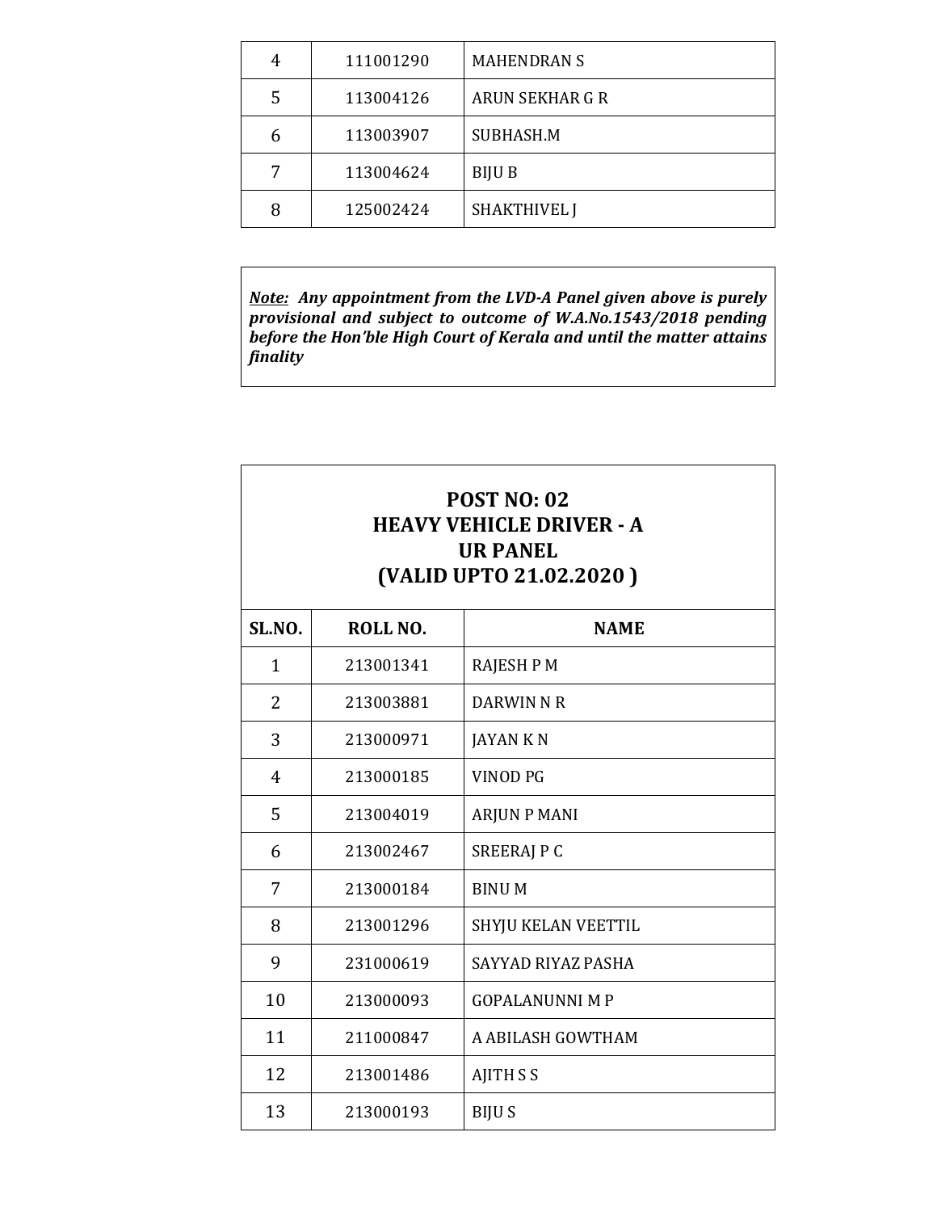| 4 | 111001290 | MAHENDRAN S |
|---|---|---|
| 5 | 113004126 | ARUN SEKHAR G R |
| 6 | 113003907 | SUBHASH.M |
| 7 | 113004624 | BIJU B |
| 8 | 125002424 | SHAKTHIVEL J |

***Note:* Any appointment from the LVD-A Panel given above is purely provisional and subject to outcome of W.A.No.1543/2018 pending before the Hon'ble High Court of Kerala and until the matter attains finality**

## POST NO: 02
## HEAVY VEHICLE DRIVER - A
## UR PANEL
## (VALID UPTO 21.02.2020 )

| SL.NO. | ROLL NO. | NAME |
|---|---|---|
| 1 | 213001341 | RAJESH P M |
| 2 | 213003881 | DARWIN N R |
| 3 | 213000971 | JAYAN K N |
| 4 | 213000185 | VINOD PG |
| 5 | 213004019 | ARJUN P MANI |
| 6 | 213002467 | SREERAJ P C |
| 7 | 213000184 | BINU M |
| 8 | 213001296 | SHYJU KELAN VEETTIL |
| 9 | 231000619 | SAYYAD RIYAZ PASHA |
| 10 | 213000093 | GOPALANUNNI M P |
| 11 | 211000847 | A ABILASH GOWTHAM |
| 12 | 213001486 | AJITH S S |
| 13 | 213000193 | BIJU S |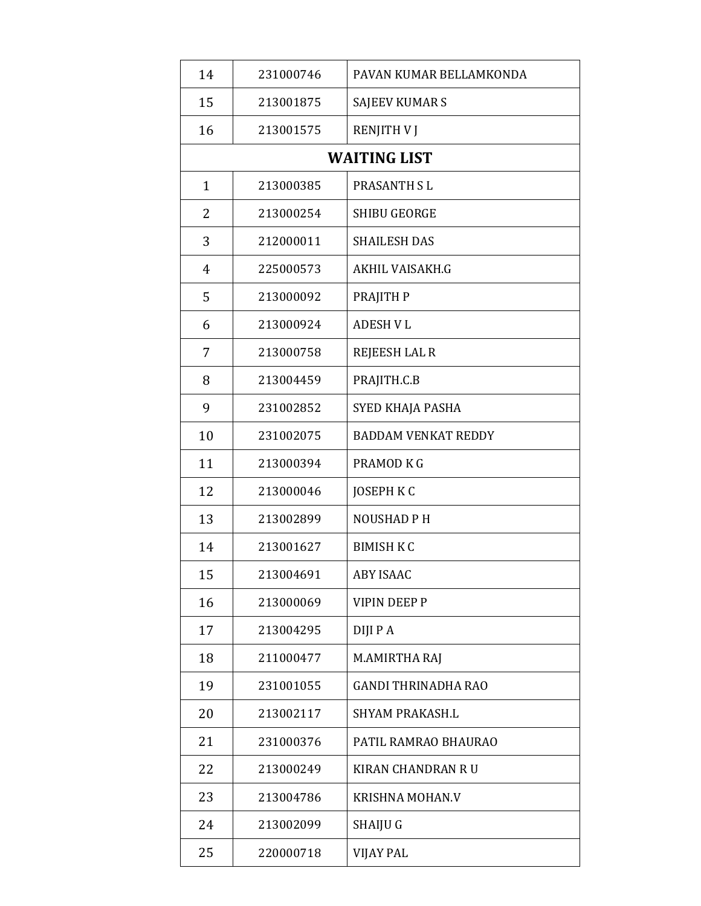| | | |
|---|---|---|
| 14 | 231000746 | PAVAN KUMAR BELLAMKONDA |
| 15 | 213001875 | SAJEEV KUMAR S |
| 16 | 213001575 | RENJITH V J |
| **WAITING LIST** | | |
| 1 | 213000385 | PRASANTH S L |
| 2 | 213000254 | SHIBU GEORGE |
| 3 | 212000011 | SHAILESH DAS |
| 4 | 225000573 | AKHIL VAISAKH.G |
| 5 | 213000092 | PRAJITH P |
| 6 | 213000924 | ADESH V L |
| 7 | 213000758 | REJEESH LAL R |
| 8 | 213004459 | PRAJITH.C.B |
| 9 | 231002852 | SYED KHAJA PASHA |
| 10 | 231002075 | BADDAM VENKAT REDDY |
| 11 | 213000394 | PRAMOD K G |
| 12 | 213000046 | JOSEPH K C |
| 13 | 213002899 | NOUSHAD P H |
| 14 | 213001627 | BIMISH K C |
| 15 | 213004691 | ABY ISAAC |
| 16 | 213000069 | VIPIN DEEP P |
| 17 | 213004295 | DIJI P A |
| 18 | 211000477 | M.AMIRTHA RAJ |
| 19 | 231001055 | GANDI THRINADHA RAO |
| 20 | 213002117 | SHYAM PRAKASH.L |
| 21 | 231000376 | PATIL RAMRAO BHAURAO |
| 22 | 213000249 | KIRAN CHANDRAN R U |
| 23 | 213004786 | KRISHNA MOHAN.V |
| 24 | 213002099 | SHAIJU G |
| 25 | 220000718 | VIJAY PAL |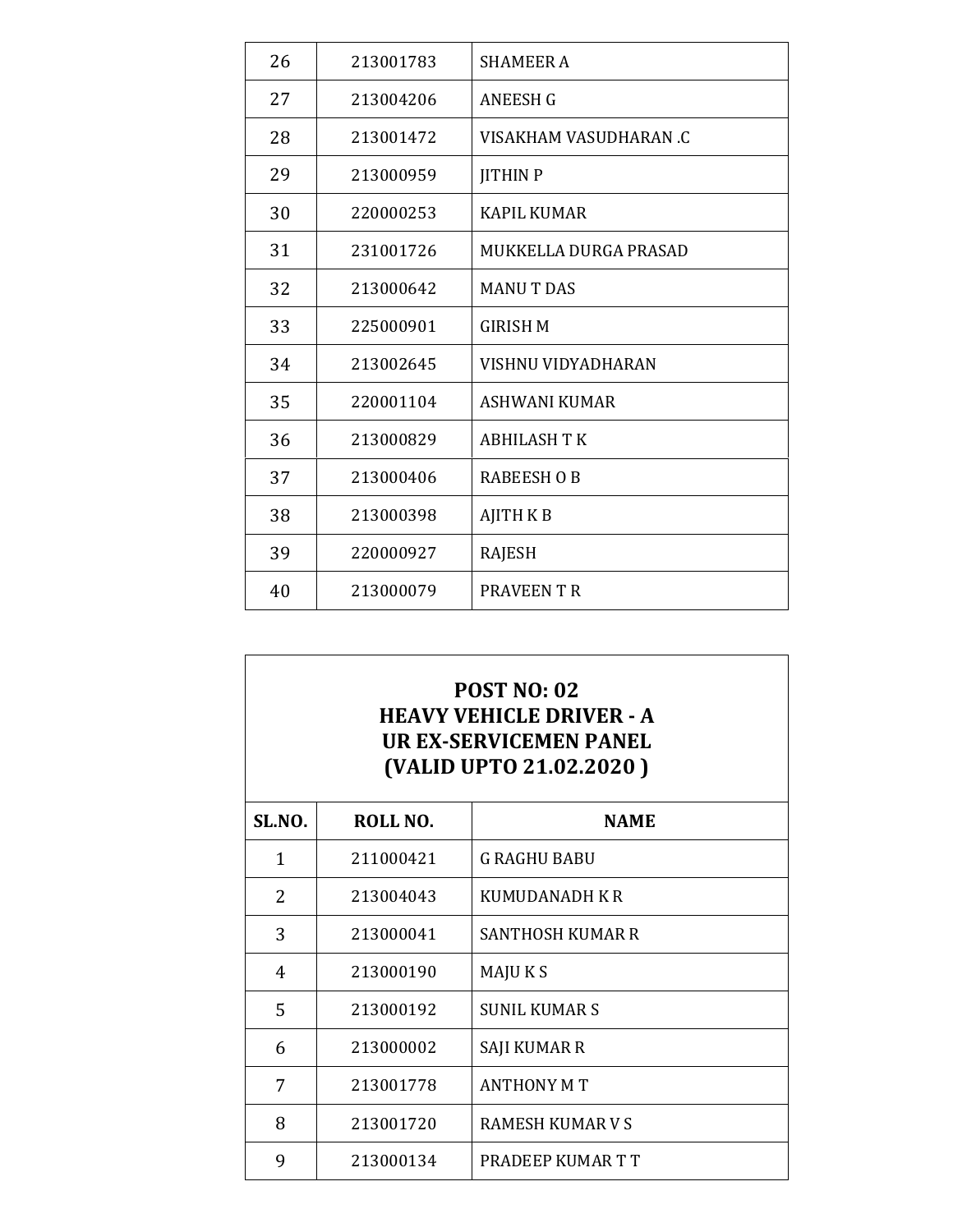| | | |
|---|---|---|
| 26 | 213001783 | SHAMEER A |
| 27 | 213004206 | ANEESH G |
| 28 | 213001472 | VISAKHAM VASUDHARAN .C |
| 29 | 213000959 | JITHIN P |
| 30 | 220000253 | KAPIL KUMAR |
| 31 | 231001726 | MUKKELLA DURGA PRASAD |
| 32 | 213000642 | MANU T DAS |
| 33 | 225000901 | GIRISH M |
| 34 | 213002645 | VISHNU VIDYADHARAN |
| 35 | 220001104 | ASHWANI KUMAR |
| 36 | 213000829 | ABHILASH T K |
| 37 | 213000406 | RABEESH O B |
| 38 | 213000398 | AJITH K B |
| 39 | 220000927 | RAJESH |
| 40 | 213000079 | PRAVEEN T R |

**POST NO: 02**
**HEAVY VEHICLE DRIVER - A**
**UR EX-SERVICEMEN PANEL**
**(VALID UPTO 21.02.2020 )**

| SL.NO. | ROLL NO. | NAME |
|---|---|---|
| 1 | 211000421 | G RAGHU BABU |
| 2 | 213004043 | KUMUDANADH K R |
| 3 | 213000041 | SANTHOSH KUMAR R |
| 4 | 213000190 | MAJU K S |
| 5 | 213000192 | SUNIL KUMAR S |
| 6 | 213000002 | SAJI KUMAR R |
| 7 | 213001778 | ANTHONY M T |
| 8 | 213001720 | RAMESH KUMAR V S |
| 9 | 213000134 | PRADEEP KUMAR T T |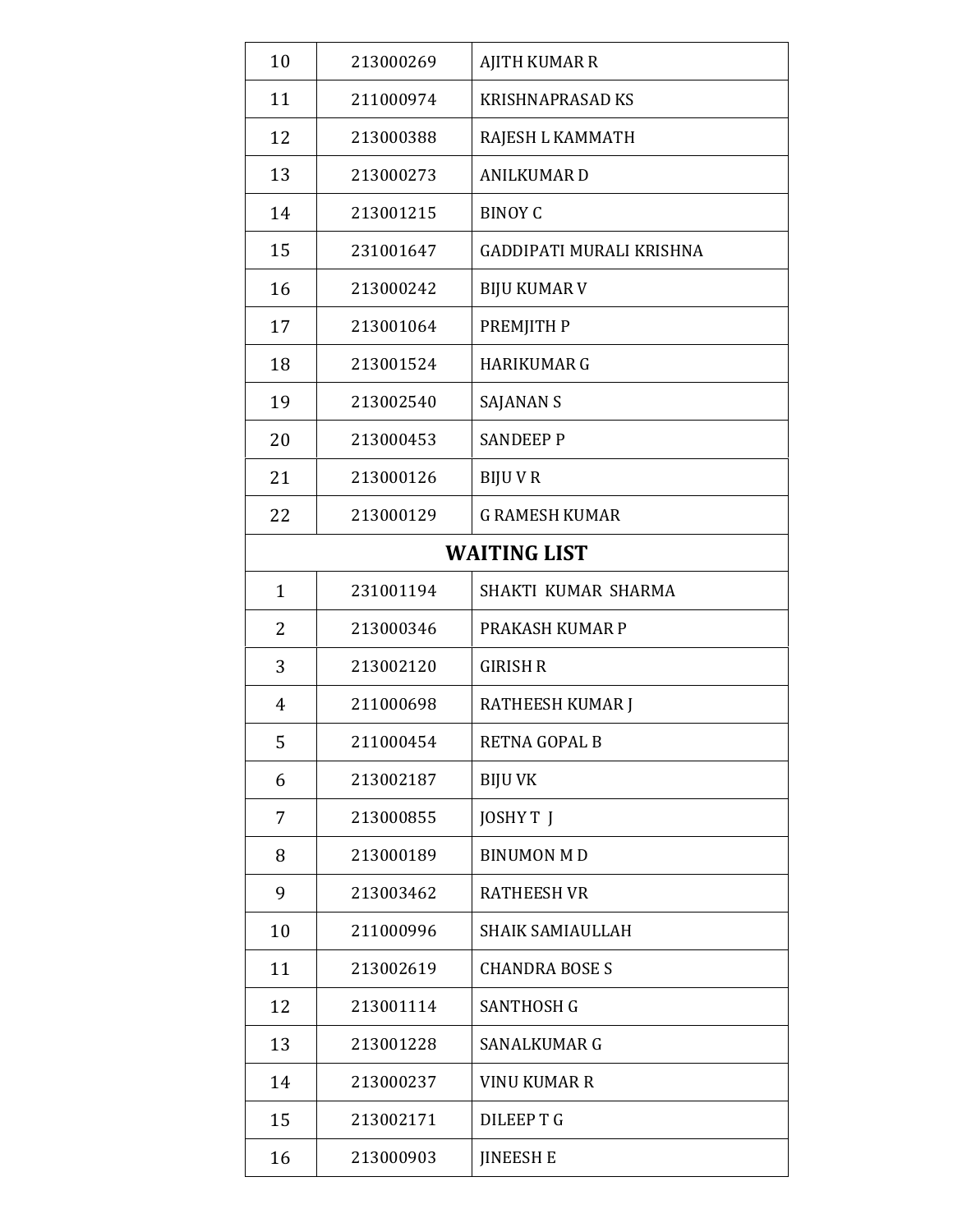| | | |
|---|---|---|
| 10 | 213000269 | AJITH KUMAR R |
| 11 | 211000974 | KRISHNAPRASAD KS |
| 12 | 213000388 | RAJESH L KAMMATH |
| 13 | 213000273 | ANILKUMAR D |
| 14 | 213001215 | BINOY C |
| 15 | 231001647 | GADDIPATI MURALI KRISHNA |
| 16 | 213000242 | BIJU KUMAR V |
| 17 | 213001064 | PREMJITH P |
| 18 | 213001524 | HARIKUMAR G |
| 19 | 213002540 | SAJANAN S |
| 20 | 213000453 | SANDEEP P |
| 21 | 213000126 | BIJU V R |
| 22 | 213000129 | G RAMESH KUMAR |
| **WAITING LIST** | | |
| 1 | 231001194 | SHAKTI KUMAR SHARMA |
| 2 | 213000346 | PRAKASH KUMAR P |
| 3 | 213002120 | GIRISH R |
| 4 | 211000698 | RATHEESH KUMAR J |
| 5 | 211000454 | RETNA GOPAL B |
| 6 | 213002187 | BIJU VK |
| 7 | 213000855 | JOSHY T J |
| 8 | 213000189 | BINUMON M D |
| 9 | 213003462 | RATHEESH VR |
| 10 | 211000996 | SHAIK SAMIAULLAH |
| 11 | 213002619 | CHANDRA BOSE S |
| 12 | 213001114 | SANTHOSH G |
| 13 | 213001228 | SANALKUMAR G |
| 14 | 213000237 | VINU KUMAR R |
| 15 | 213002171 | DILEEP T G |
| 16 | 213000903 | JINEESH E |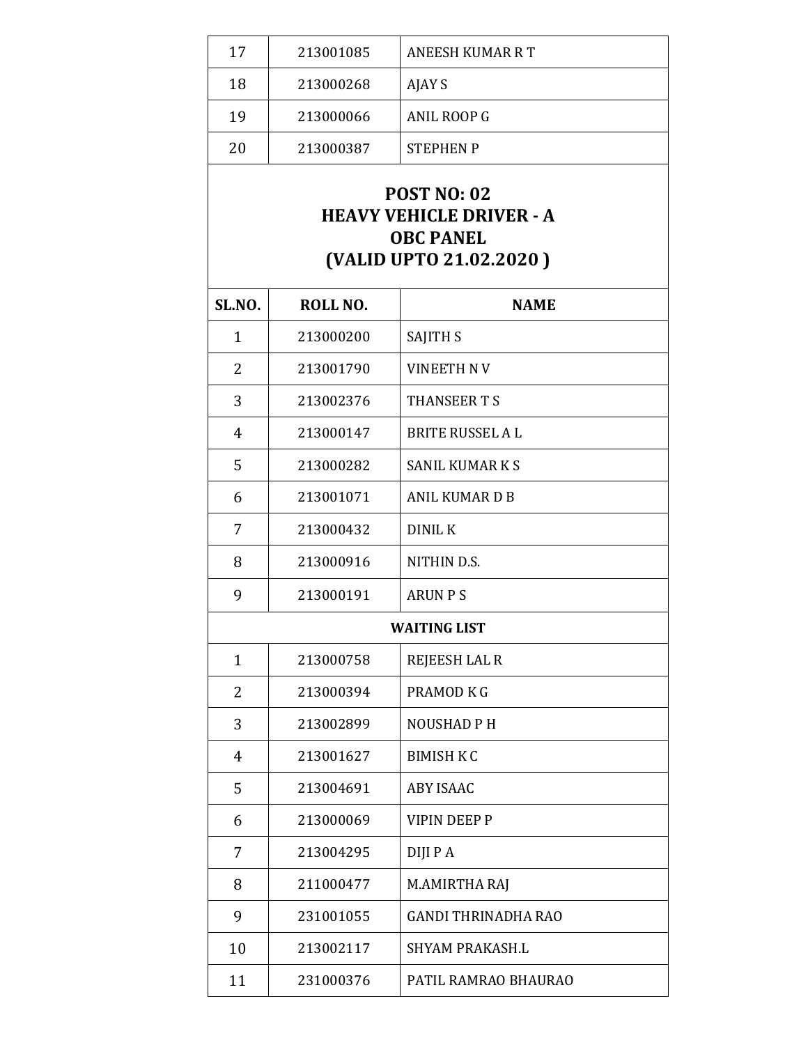| 17 | 213001085 | ANEESH KUMAR R T |
|---|---|---|
| 18 | 213000268 | AJAY S |
| 19 | 213000066 | ANIL ROOP G |
| 20 | 213000387 | STEPHEN P |

## POST NO: 02
## HEAVY VEHICLE DRIVER - A
## OBC PANEL
## (VALID UPTO 21.02.2020 )

| SL.NO. | ROLL NO. | NAME |
|---|---|---|
| 1 | 213000200 | SAJITH S |
| 2 | 213001790 | VINEETH N V |
| 3 | 213002376 | THANSEER T S |
| 4 | 213000147 | BRITE RUSSEL A L |
| 5 | 213000282 | SANIL KUMAR K S |
| 6 | 213001071 | ANIL KUMAR D B |
| 7 | 213000432 | DINIL K |
| 8 | 213000916 | NITHIN D.S. |
| 9 | 213000191 | ARUN P S |
| **WAITING LIST** | | |
| 1 | 213000758 | REJEESH LAL R |
| 2 | 213000394 | PRAMOD K G |
| 3 | 213002899 | NOUSHAD P H |
| 4 | 213001627 | BIMISH K C |
| 5 | 213004691 | ABY ISAAC |
| 6 | 213000069 | VIPIN DEEP P |
| 7 | 213004295 | DIJI P A |
| 8 | 211000477 | M.AMIRTHA RAJ |
| 9 | 231001055 | GANDI THRINADHA RAO |
| 10 | 213002117 | SHYAM PRAKASH.L |
| 11 | 231000376 | PATIL RAMRAO BHAURAO |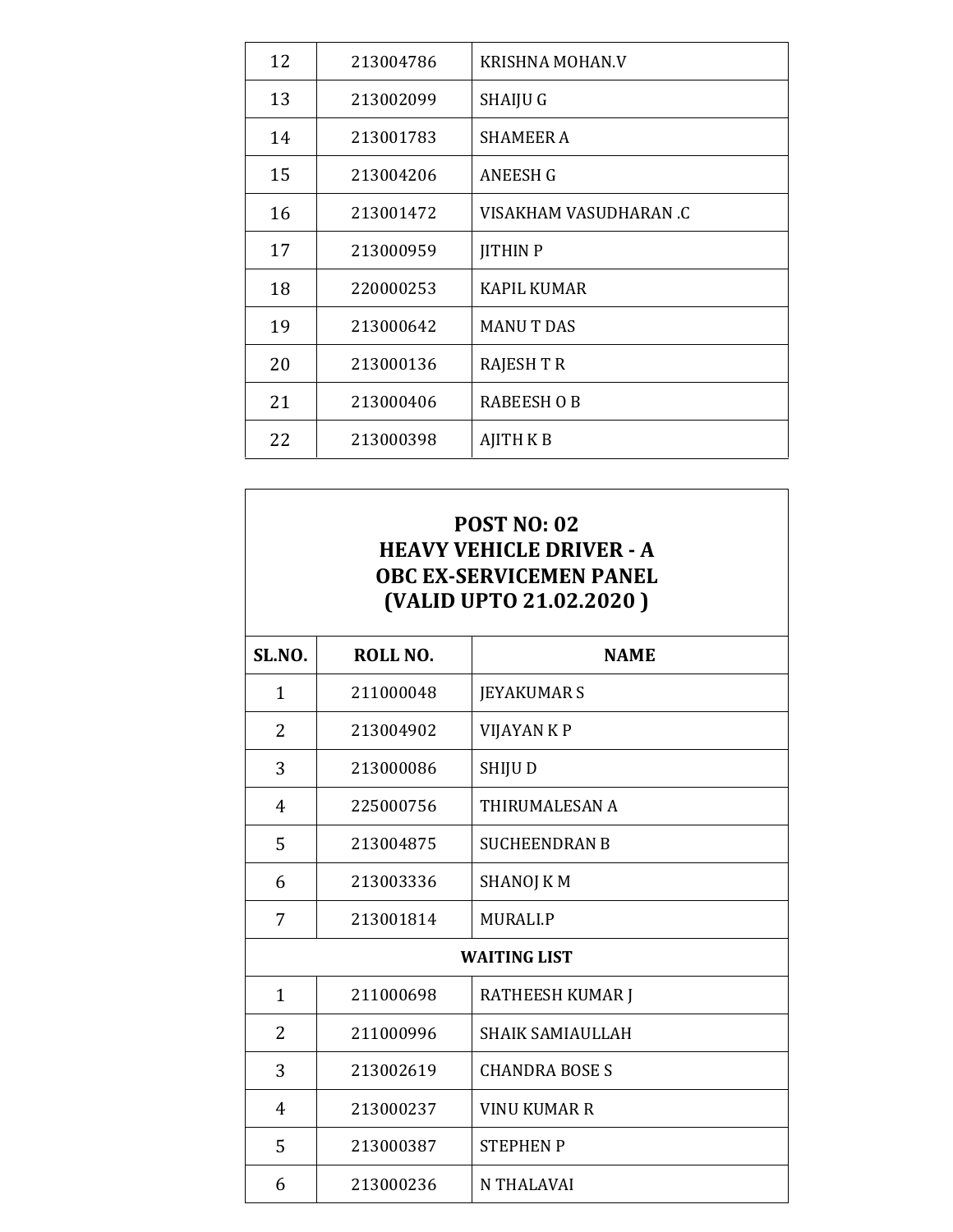| | | |
|---|---|---|
| 12 | 213004786 | KRISHNA MOHAN.V |
| 13 | 213002099 | SHAIJU G |
| 14 | 213001783 | SHAMEER A |
| 15 | 213004206 | ANEESH G |
| 16 | 213001472 | VISAKHAM VASUDHARAN .C |
| 17 | 213000959 | JITHIN P |
| 18 | 220000253 | KAPIL KUMAR |
| 19 | 213000642 | MANU T DAS |
| 20 | 213000136 | RAJESH T R |
| 21 | 213000406 | RABEESH O B |
| 22 | 213000398 | AJITH K B |

**POST NO: 02**
**HEAVY VEHICLE DRIVER - A**
**OBC EX-SERVICEMEN PANEL**
**(VALID UPTO 21.02.2020 )**

| SL.NO. | ROLL NO. | NAME |
|---|---|---|
| 1 | 211000048 | JEYAKUMAR S |
| 2 | 213004902 | VIJAYAN K P |
| 3 | 213000086 | SHIJU D |
| 4 | 225000756 | THIRUMALESAN A |
| 5 | 213004875 | SUCHEENDRAN B |
| 6 | 213003336 | SHANOJ K M |
| 7 | 213001814 | MURALI.P |
| **WAITING LIST** | | |
| 1 | 211000698 | RATHEESH KUMAR J |
| 2 | 211000996 | SHAIK SAMIAULLAH |
| 3 | 213002619 | CHANDRA BOSE S |
| 4 | 213000237 | VINU KUMAR R |
| 5 | 213000387 | STEPHEN P |
| 6 | 213000236 | N THALAVAI |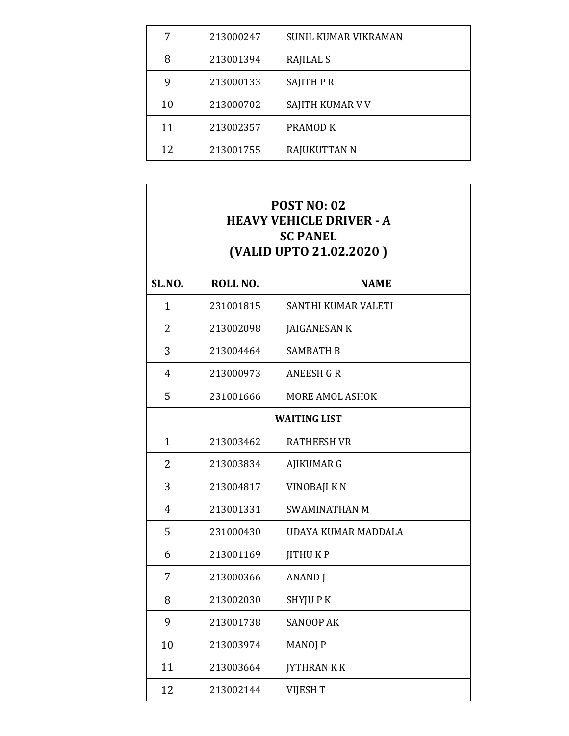| | | |
|---|---|---|
| 7 | 213000247 | SUNIL KUMAR VIKRAMAN |
| 8 | 213001394 | RAJILAL S |
| 9 | 213000133 | SAJITH P R |
| 10 | 213000702 | SAJITH KUMAR V V |
| 11 | 213002357 | PRAMOD K |
| 12 | 213001755 | RAJUKUTTAN N |

**POST NO: 02**
**HEAVY VEHICLE DRIVER - A**
**SC PANEL**
**(VALID UPTO 21.02.2020 )**

| SL.NO. | ROLL NO. | NAME |
|---|---|---|
| 1 | 231001815 | SANTHI KUMAR VALETI |
| 2 | 213002098 | JAIGANESAN K |
| 3 | 213004464 | SAMBATH B |
| 4 | 213000973 | ANEESH G R |
| 5 | 231001666 | MORE AMOL ASHOK |
| **WAITING LIST** | | |
| 1 | 213003462 | RATHEESH VR |
| 2 | 213003834 | AJIKUMAR G |
| 3 | 213004817 | VINOBAJI K N |
| 4 | 213001331 | SWAMINATHAN M |
| 5 | 231000430 | UDAYA KUMAR MADDALA |
| 6 | 213001169 | JITHU K P |
| 7 | 213000366 | ANAND J |
| 8 | 213002030 | SHYJU P K |
| 9 | 213001738 | SANOOP AK |
| 10 | 213003974 | MANOJ P |
| 11 | 213003664 | JYTHRAN K K |
| 12 | 213002144 | VIJESH T |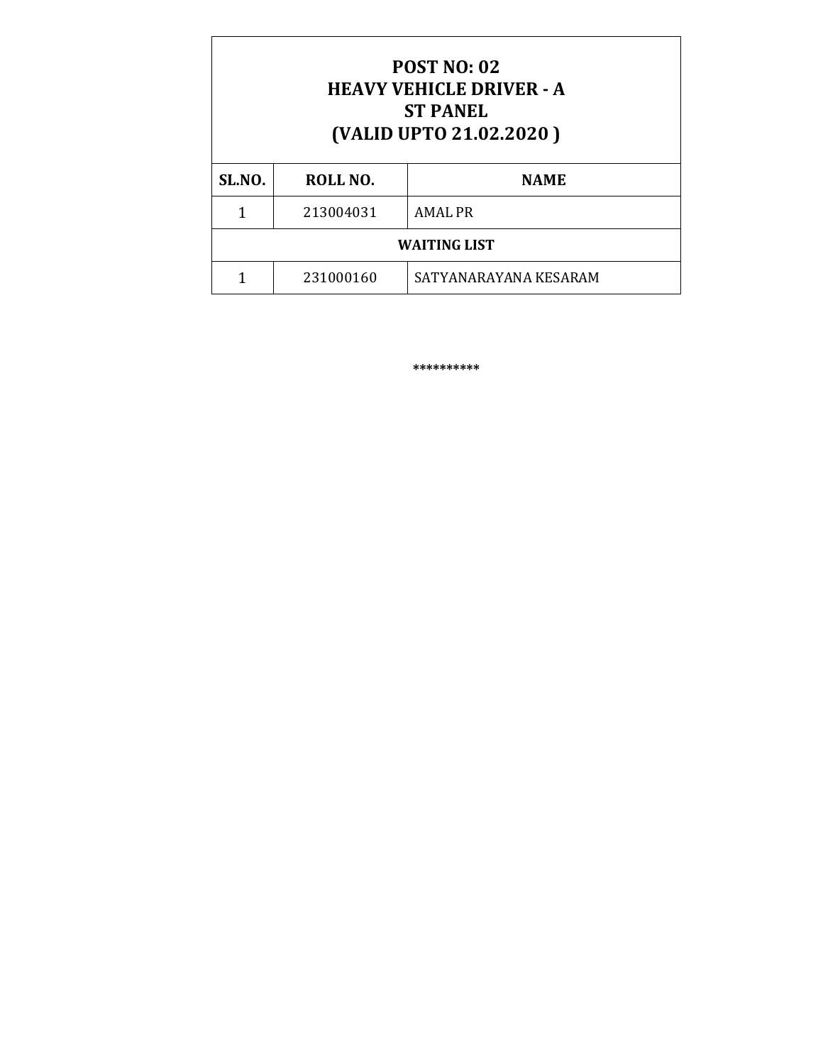| POST NO: 02<br>HEAVY VEHICLE DRIVER - A<br>ST PANEL<br>(VALID UPTO 21.02.2020 ) | | |
|---|---|---|
| **SL.NO.** | **ROLL NO.** | **NAME** |
| 1 | 213004031 | AMAL PR |
| **WAITING LIST** | | |
| 1 | 231000160 | SATYANARAYANA KESARAM |

**********